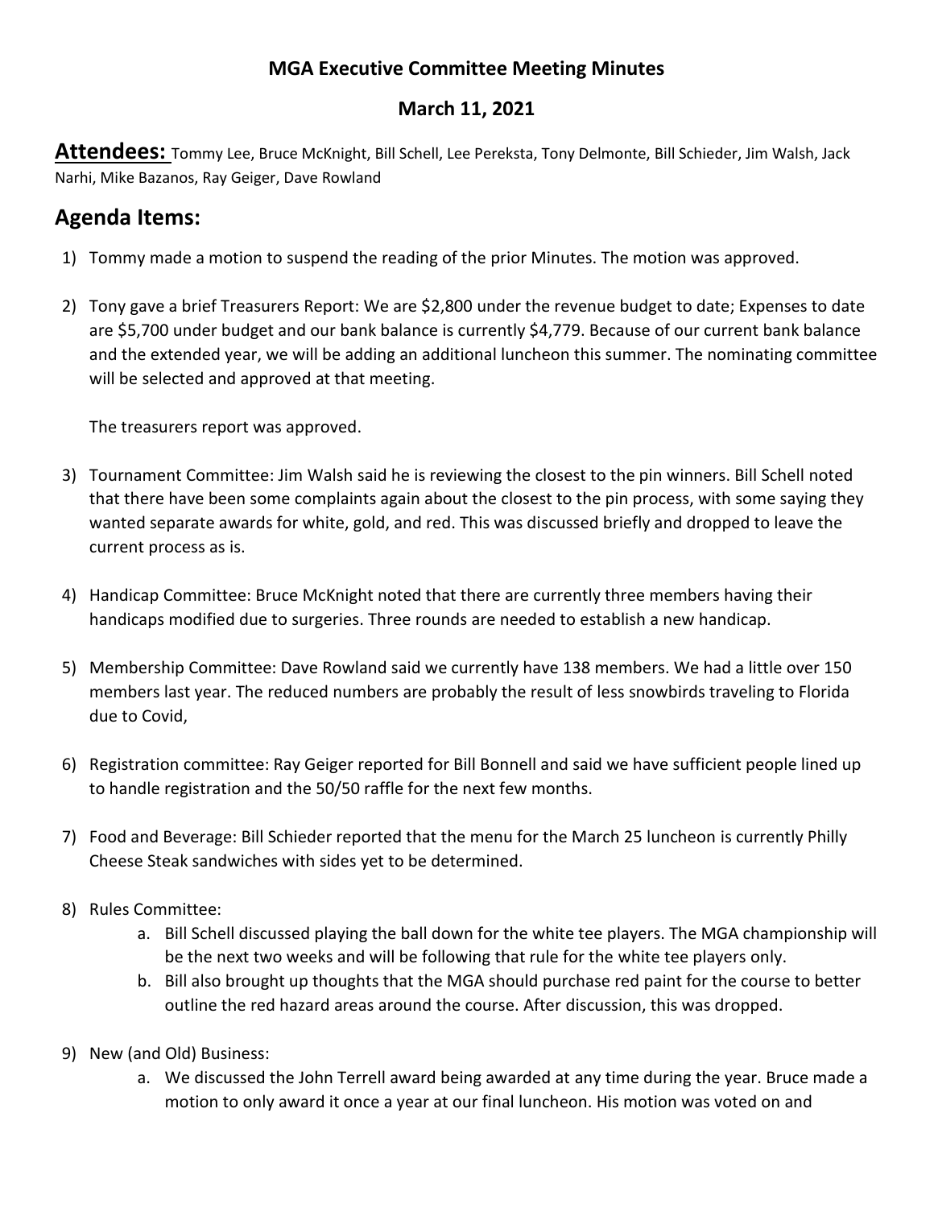**MGA Executive Committee Meeting Minutes**

**March 11, 2021**

**Attendees:** Tommy Lee, Bruce McKnight, Bill Schell, Lee Pereksta, Tony Delmonte, Bill Schieder, Jim Walsh, Jack Narhi, Mike Bazanos, Ray Geiger, Dave Rowland

## Agenda Items:

1) Tommy made a motion to suspend the reading of the prior Minutes. The motion was approved.

2) Tony gave a brief Treasurers Report: We are $2,800 under the revenue budget to date; Expenses to date are $5,700 under budget and our bank balance is currently $4,779. Because of our current bank balance and the extended year, we will be adding an additional luncheon this summer. The nominating committee will be selected and approved at that meeting.

   The treasurers report was approved.

3) Tournament Committee: Jim Walsh said he is reviewing the closest to the pin winners. Bill Schell noted that there have been some complaints again about the closest to the pin process, with some saying they wanted separate awards for white, gold, and red. This was discussed briefly and dropped to leave the current process as is.

4) Handicap Committee: Bruce McKnight noted that there are currently three members having their handicaps modified due to surgeries. Three rounds are needed to establish a new handicap.

5) Membership Committee: Dave Rowland said we currently have 138 members. We had a little over 150 members last year. The reduced numbers are probably the result of less snowbirds traveling to Florida due to Covid,

6) Registration committee: Ray Geiger reported for Bill Bonnell and said we have sufficient people lined up to handle registration and the 50/50 raffle for the next few months.

7) Food and Beverage: Bill Schieder reported that the menu for the March 25 luncheon is currently Philly Cheese Steak sandwiches with sides yet to be determined.

8) Rules Committee:
   a. Bill Schell discussed playing the ball down for the white tee players. The MGA championship will be the next two weeks and will be following that rule for the white tee players only.
   b. Bill also brought up thoughts that the MGA should purchase red paint for the course to better outline the red hazard areas around the course. After discussion, this was dropped.

9) New (and Old) Business:
   a. We discussed the John Terrell award being awarded at any time during the year. Bruce made a motion to only award it once a year at our final luncheon. His motion was voted on and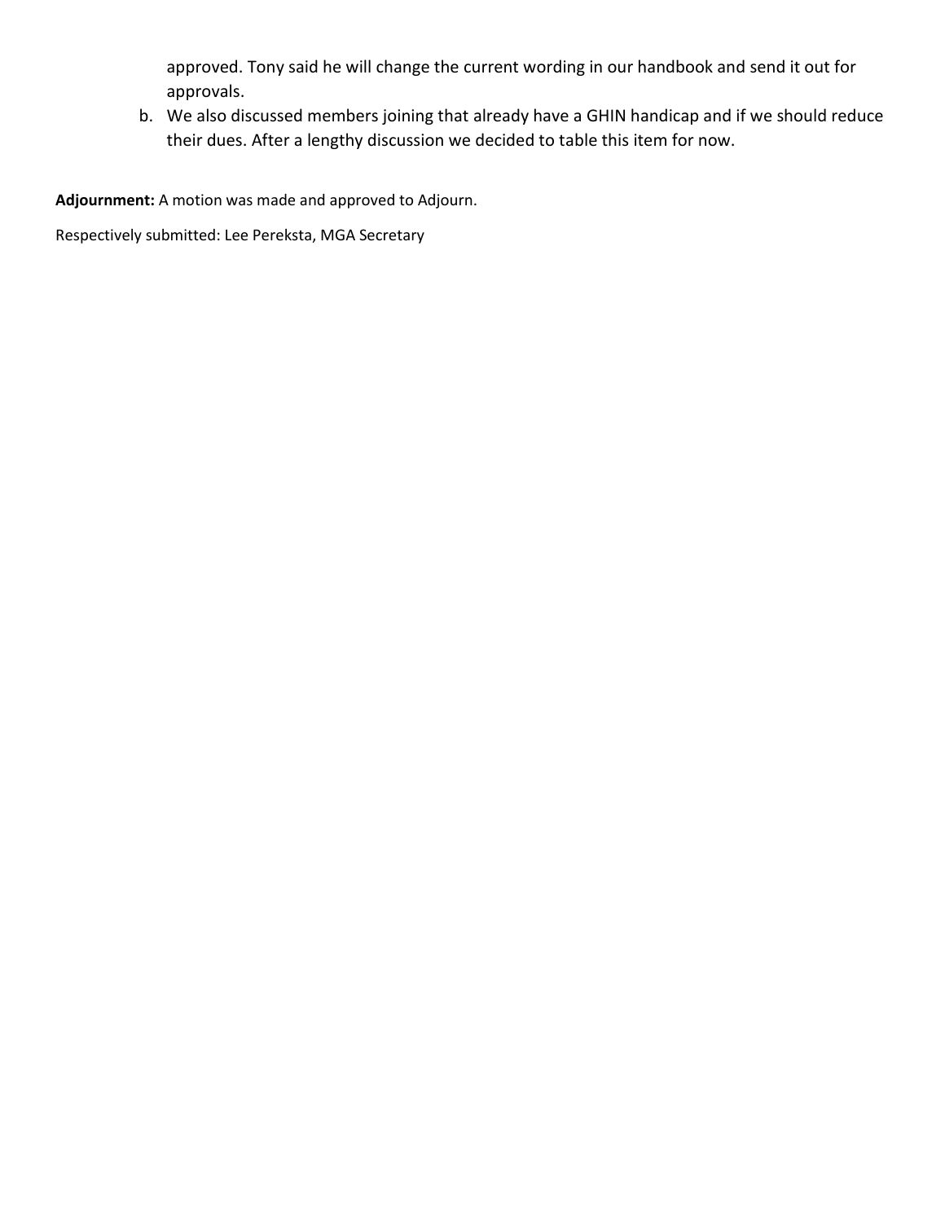approved. Tony said he will change the current wording in our handbook and send it out for approvals.

b. We also discussed members joining that already have a GHIN handicap and if we should reduce their dues. After a lengthy discussion we decided to table this item for now.

**Adjournment:** A motion was made and approved to Adjourn.

Respectively submitted: Lee Pereksta, MGA Secretary